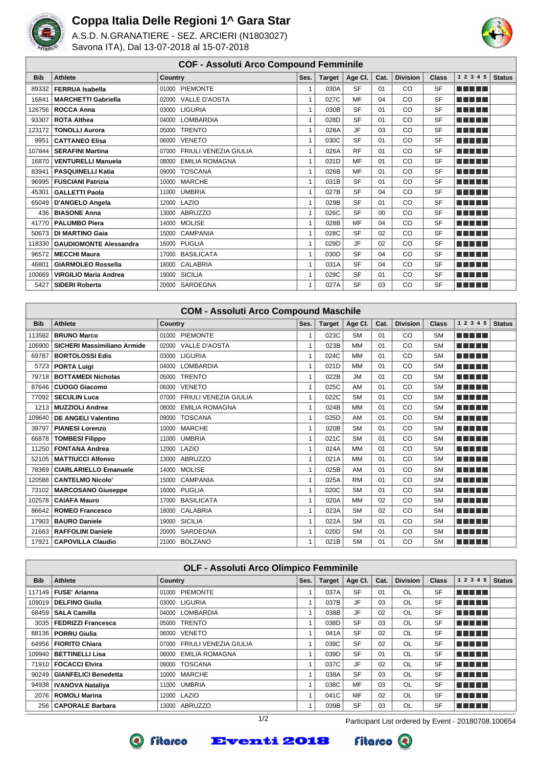# Coppa Italia Delle Regioni 1^ Gara Star

A.S.D. N.GRANATIERE - SEZ. ARCIERI (N1803027)
Savona ITA), Dal 13-07-2018 al 15-07-2018

## COF - Assoluti Arco Compound Femminile

| Bib | Athlete | Country | Ses. | Target | Age Cl. | Cat. | Division | Class | 1 2 3 4 5 | Status |
|---|---|---|---|---|---|---|---|---|---|---|
| 89332 | **FERRUA Isabella** | 01000 PIEMONTE | 1 | 030A | SF | 01 | CO | SF | | |
| 16841 | **MARCHETTI Gabriella** | 02000 VALLE D'AOSTA | 1 | 027C | MF | 04 | CO | SF | | |
| 126756 | **ROCCA Anna** | 03000 LIGURIA | 1 | 030B | SF | 01 | CO | SF | | |
| 93307 | **ROTA Althea** | 04000 LOMBARDIA | 1 | 028D | SF | 01 | CO | SF | | |
| 123172 | **TONOLLI Aurora** | 05000 TRENTO | 1 | 028A | JF | 03 | CO | SF | | |
| 9951 | **CATTANEO Elisa** | 06000 VENETO | 1 | 030C | SF | 01 | CO | SF | | |
| 107844 | **SERAFINI Martina** | 07000 FRIULI VENEZIA GIULIA | 1 | 026A | RF | 01 | CO | SF | | |
| 16870 | **VENTURELLI Manuela** | 08000 EMILIA ROMAGNA | 1 | 031D | MF | 01 | CO | SF | | |
| 83941 | **PASQUINELLI Katia** | 09000 TOSCANA | 1 | 026B | MF | 01 | CO | SF | | |
| 96995 | **FUSCIANI Patrizia** | 10000 MARCHE | 1 | 031B | SF | 01 | CO | SF | | |
| 45301 | **GALLETTI Paola** | 11000 UMBRIA | 1 | 027B | SF | 04 | CO | SF | | |
| 65049 | **D'ANGELO Angela** | 12000 LAZIO | 1 | 029B | SF | 01 | CO | SF | | |
| 436 | **BIASONE Anna** | 13000 ABRUZZO | 1 | 026C | SF | 00 | CO | SF | | |
| 41770 | **PALUMBO Piera** | 14000 MOLISE | 1 | 028B | MF | 04 | CO | SF | | |
| 50673 | **DI MARTINO Gaia** | 15000 CAMPANIA | 1 | 028C | SF | 02 | CO | SF | | |
| 118330 | **GAUDIOMONTE Alessandra** | 16000 PUGLIA | 1 | 029D | JF | 02 | CO | SF | | |
| 96572 | **MECCHI Maura** | 17000 BASILICATA | 1 | 030D | SF | 04 | CO | SF | | |
| 46801 | **GIARMOLEO Rossella** | 18000 CALABRIA | 1 | 031A | SF | 04 | CO | SF | | |
| 100669 | **VIRGILIO Maria Andrea** | 19000 SICILIA | 1 | 029C | SF | 01 | CO | SF | | |
| 5427 | **SIDERI Roberta** | 20000 SARDEGNA | 1 | 027A | SF | 03 | CO | SF | | |

## COM - Assoluti Arco Compound Maschile

| Bib | Athlete | Country | Ses. | Target | Age Cl. | Cat. | Division | Class | 1 2 3 4 5 | Status |
|---|---|---|---|---|---|---|---|---|---|---|
| 113582 | **BRUNO Marco** | 01000 PIEMONTE | 1 | 023C | SM | 01 | CO | SM | | |
| 106900 | **SICHERI Massimiliano Armide** | 02000 VALLE D'AOSTA | 1 | 023B | MM | 01 | CO | SM | | |
| 69787 | **BORTOLOSSI Edis** | 03000 LIGURIA | 1 | 024C | MM | 01 | CO | SM | | |
| 5723 | **PORTA Luigi** | 04000 LOMBARDIA | 1 | 021D | MM | 01 | CO | SM | | |
| 79718 | **BOTTAMEDI Nicholas** | 05000 TRENTO | 1 | 022B | JM | 01 | CO | SM | | |
| 87646 | **CUOGO Giacomo** | 06000 VENETO | 1 | 025C | AM | 01 | CO | SM | | |
| 77092 | **SECULIN Luca** | 07000 FRIULI VENEZIA GIULIA | 1 | 022C | SM | 01 | CO | SM | | |
| 1213 | **MUZZIOLI Andrea** | 08000 EMILIA ROMAGNA | 1 | 024B | MM | 01 | CO | SM | | |
| 109640 | **DE ANGELI Valentino** | 09000 TOSCANA | 1 | 025D | AM | 01 | CO | SM | | |
| 39797 | **PIANESI Lorenzo** | 10000 MARCHE | 1 | 020B | SM | 01 | CO | SM | | |
| 66878 | **TOMBESI Filippo** | 11000 UMBRIA | 1 | 021C | SM | 01 | CO | SM | | |
| 11250 | **FONTANA Andrea** | 12000 LAZIO | 1 | 024A | MM | 01 | CO | SM | | |
| 52105 | **MATTIUCCI Alfonso** | 13000 ABRUZZO | 1 | 021A | MM | 01 | CO | SM | | |
| 78369 | **CIARLARIELLO Emanuele** | 14000 MOLISE | 1 | 025B | AM | 01 | CO | SM | | |
| 120588 | **CANTELMO Nicolo'** | 15000 CAMPANIA | 1 | 025A | RM | 01 | CO | SM | | |
| 73102 | **MARCOSANO Giuseppe** | 16000 PUGLIA | 1 | 020C | SM | 01 | CO | SM | | |
| 102578 | **CAIAFA Mauro** | 17000 BASILICATA | 1 | 020A | MM | 02 | CO | SM | | |
| 86642 | **ROMEO Francesco** | 18000 CALABRIA | 1 | 023A | SM | 02 | CO | SM | | |
| 17903 | **BAURO Daniele** | 19000 SICILIA | 1 | 022A | SM | 01 | CO | SM | | |
| 21663 | **RAFFOLINI Daniele** | 20000 SARDEGNA | 1 | 020D | SM | 01 | CO | SM | | |
| 17921 | **CAPOVILLA Claudio** | 21000 BOLZANO | 1 | 021B | SM | 01 | CO | SM | | |

## OLF - Assoluti Arco Olimpico Femminile

| Bib | Athlete | Country | Ses. | Target | Age Cl. | Cat. | Division | Class | 1 2 3 4 5 | Status |
|---|---|---|---|---|---|---|---|---|---|---|
| 117149 | **FUSE' Arianna** | 01000 PIEMONTE | 1 | 037A | SF | 01 | OL | SF | | |
| 109019 | **DELFINO Giulia** | 03000 LIGURIA | 1 | 037B | JF | 03 | OL | SF | | |
| 68459 | **SALA Camilla** | 04000 LOMBARDIA | 1 | 038B | JF | 02 | OL | SF | | |
| 3035 | **FEDRIZZI Francesca** | 05000 TRENTO | 1 | 038D | SF | 03 | OL | SF | | |
| 88136 | **PORRU Giulia** | 06000 VENETO | 1 | 041A | SF | 02 | OL | SF | | |
| 64956 | **FIORITO Chiara** | 07000 FRIULI VENEZIA GIULIA | 1 | 039C | SF | 02 | OL | SF | | |
| 109940 | **BETTINELLI Lisa** | 08000 EMILIA ROMAGNA | 1 | 039D | SF | 01 | OL | SF | | |
| 71910 | **FOCACCI Elvira** | 09000 TOSCANA | 1 | 037C | JF | 02 | OL | SF | | |
| 90249 | **GIANFELICI Benedetta** | 10000 MARCHE | 1 | 038A | SF | 03 | OL | SF | | |
| 94938 | **IVANOVA Nataliya** | 11000 UMBRIA | 1 | 038C | MF | 03 | OL | SF | | |
| 2076 | **ROMOLI Marina** | 12000 LAZIO | 1 | 041C | MF | 02 | OL | SF | | |
| 256 | **CAPORALE Barbara** | 13000 ABRUZZO | 1 | 039B | SF | 03 | OL | SF | | |

Participant List ordered by Event - 20180708.100654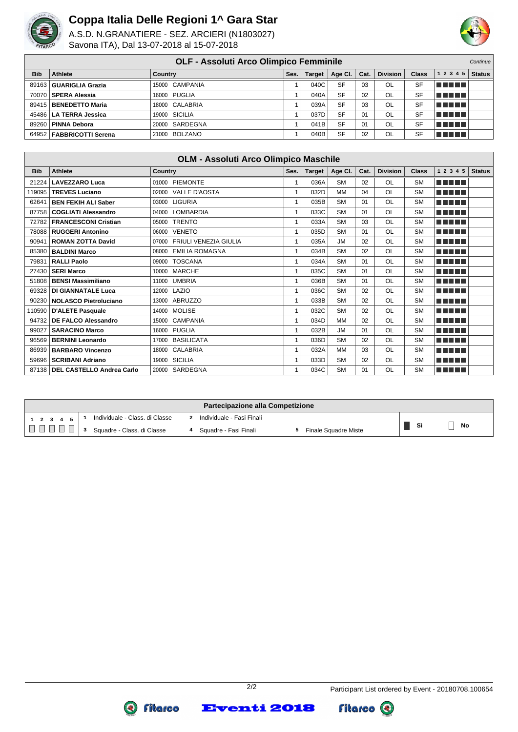# Coppa Italia Delle Regioni 1^ Gara Star

A.S.D. N.GRANATIERE - SEZ. ARCIERI (N1803027)
Savona ITA), Dal 13-07-2018 al 15-07-2018

## OLF - Assoluti Arco Olimpico Femminile

*Continue*

| Bib | Athlete | Country | Ses. | Target | Age Cl. | Cat. | Division | Class | 1 2 3 4 5 | Status |
|---|---|---|---|---|---|---|---|---|---|---|
| 89163 | **GUARIGLIA Grazia** | 15000 CAMPANIA | 1 | 040C | SF | 03 | OL | SF | ■■■■■ | |
| 70070 | **SPERA Alessia** | 16000 PUGLIA | 1 | 040A | SF | 02 | OL | SF | ■■■■■ | |
| 89415 | **BENEDETTO Maria** | 18000 CALABRIA | 1 | 039A | SF | 03 | OL | SF | ■■■■■ | |
| 45486 | **LA TERRA Jessica** | 19000 SICILIA | 1 | 037D | SF | 01 | OL | SF | ■■■■■ | |
| 89260 | **PINNA Debora** | 20000 SARDEGNA | 1 | 041B | SF | 01 | OL | SF | ■■■■■ | |
| 64952 | **FABBRICOTTI Serena** | 21000 BOLZANO | 1 | 040B | SF | 02 | OL | SF | ■■■■■ | |

## OLM - Assoluti Arco Olimpico Maschile

| Bib | Athlete | Country | Ses. | Target | Age Cl. | Cat. | Division | Class | 1 2 3 4 5 | Status |
|---|---|---|---|---|---|---|---|---|---|---|
| 21224 | **LAVEZZARO Luca** | 01000 PIEMONTE | 1 | 036A | SM | 02 | OL | SM | ■■■■■ | |
| 119095 | **TREVES Luciano** | 02000 VALLE D'AOSTA | 1 | 032D | MM | 04 | OL | SM | ■■■■■ | |
| 62641 | **BEN FEKIH ALI Saber** | 03000 LIGURIA | 1 | 035B | SM | 01 | OL | SM | ■■■■■ | |
| 87758 | **COGLIATI Alessandro** | 04000 LOMBARDIA | 1 | 033C | SM | 01 | OL | SM | ■■■■■ | |
| 72782 | **FRANCESCONI Cristian** | 05000 TRENTO | 1 | 033A | SM | 03 | OL | SM | ■■■■■ | |
| 78088 | **RUGGERI Antonino** | 06000 VENETO | 1 | 035D | SM | 01 | OL | SM | ■■■■■ | |
| 90941 | **ROMAN ZOTTA David** | 07000 FRIULI VENEZIA GIULIA | 1 | 035A | JM | 02 | OL | SM | ■■■■■ | |
| 85380 | **BALDINI Marco** | 08000 EMILIA ROMAGNA | 1 | 034B | SM | 02 | OL | SM | ■■■■■ | |
| 79831 | **RALLI Paolo** | 09000 TOSCANA | 1 | 034A | SM | 01 | OL | SM | ■■■■■ | |
| 27430 | **SERI Marco** | 10000 MARCHE | 1 | 035C | SM | 01 | OL | SM | ■■■■■ | |
| 51808 | **BENSI Massimiliano** | 11000 UMBRIA | 1 | 036B | SM | 01 | OL | SM | ■■■■■ | |
| 69328 | **DI GIANNATALE Luca** | 12000 LAZIO | 1 | 036C | SM | 02 | OL | SM | ■■■■■ | |
| 90230 | **NOLASCO Pietroluciano** | 13000 ABRUZZO | 1 | 033B | SM | 02 | OL | SM | ■■■■■ | |
| 110590 | **D'ALETE Pasquale** | 14000 MOLISE | 1 | 032C | SM | 02 | OL | SM | ■■■■■ | |
| 94732 | **DE FALCO Alessandro** | 15000 CAMPANIA | 1 | 034D | MM | 02 | OL | SM | ■■■■■ | |
| 99027 | **SARACINO Marco** | 16000 PUGLIA | 1 | 032B | JM | 01 | OL | SM | ■■■■■ | |
| 96569 | **BERNINI Leonardo** | 17000 BASILICATA | 1 | 036D | SM | 02 | OL | SM | ■■■■■ | |
| 86939 | **BARBARO Vincenzo** | 18000 CALABRIA | 1 | 032A | MM | 03 | OL | SM | ■■■■■ | |
| 59696 | **SCRIBANI Adriano** | 19000 SICILIA | 1 | 033D | SM | 02 | OL | SM | ■■■■■ | |
| 87138 | **DEL CASTELLO Andrea Carlo** | 20000 SARDEGNA | 1 | 034C | SM | 01 | OL | SM | ■■■■■ | |

## Partecipazione alla Competizione

| 1 2 3 4 5 | | | | |
|---|---|---|---|---|
| □□□□□ | 1 Individuale - Class. di Classe | 2 Individuale - Fasi Finali | | ■ Sì / □ No |
| | 3 Squadre - Class. di Classe | 4 Squadre - Fasi Finali | 5 Finale Squadre Miste | |

Participant List ordered by Event - 20180708.100654